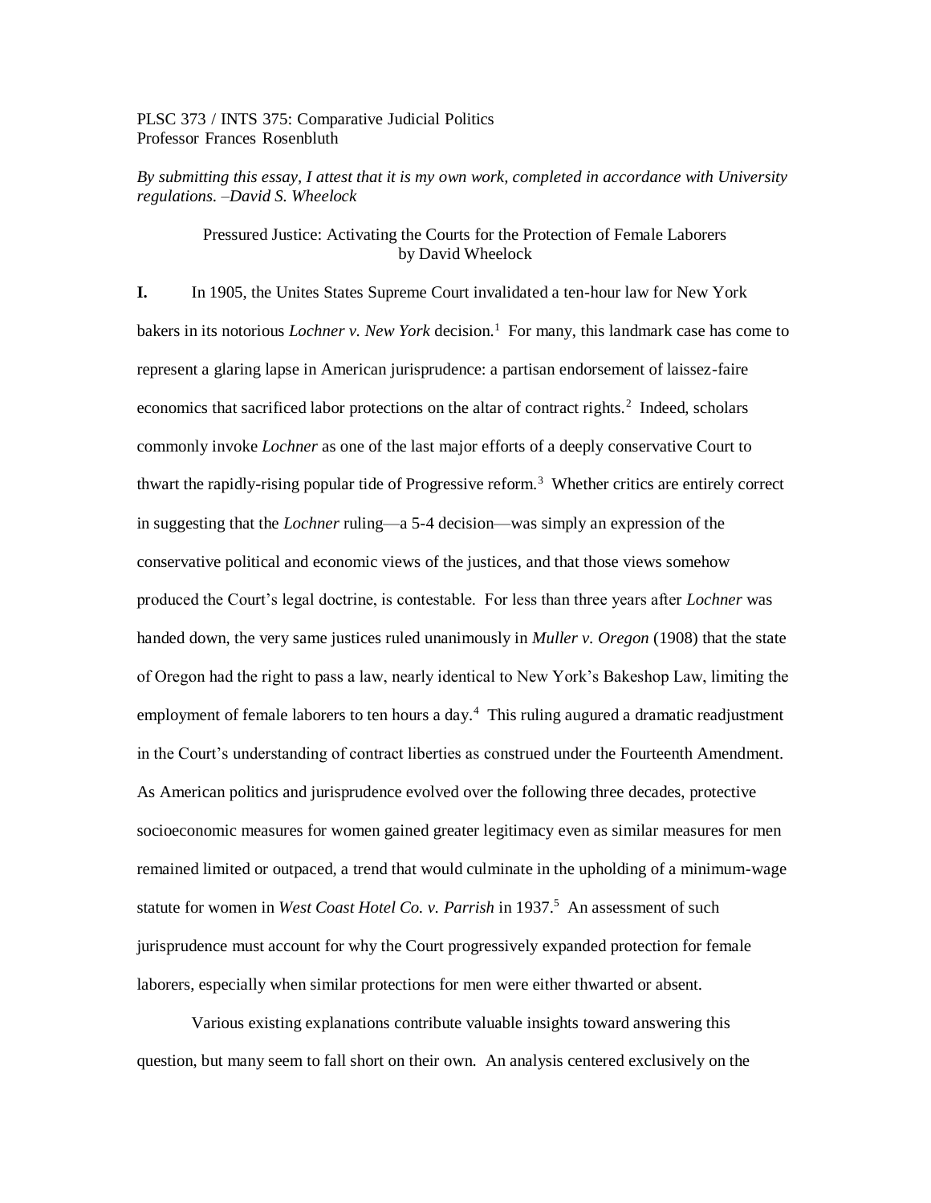PLSC 373 / INTS 375: Comparative Judicial Politics
Professor Frances Rosenbluth

*By submitting this essay, I attest that it is my own work, completed in accordance with University regulations. –David S. Wheelock*

Pressured Justice: Activating the Courts for the Protection of Female Laborers
by David Wheelock

**I.** In 1905, the Unites States Supreme Court invalidated a ten-hour law for New York bakers in its notorious *Lochner v. New York* decision.[1] For many, this landmark case has come to represent a glaring lapse in American jurisprudence: a partisan endorsement of laissez-faire economics that sacrificed labor protections on the altar of contract rights.[2] Indeed, scholars commonly invoke *Lochner* as one of the last major efforts of a deeply conservative Court to thwart the rapidly-rising popular tide of Progressive reform.[3] Whether critics are entirely correct in suggesting that the *Lochner* ruling—a 5-4 decision—was simply an expression of the conservative political and economic views of the justices, and that those views somehow produced the Court's legal doctrine, is contestable. For less than three years after *Lochner* was handed down, the very same justices ruled unanimously in *Muller v. Oregon* (1908) that the state of Oregon had the right to pass a law, nearly identical to New York's Bakeshop Law, limiting the employment of female laborers to ten hours a day.[4] This ruling augured a dramatic readjustment in the Court's understanding of contract liberties as construed under the Fourteenth Amendment. As American politics and jurisprudence evolved over the following three decades, protective socioeconomic measures for women gained greater legitimacy even as similar measures for men remained limited or outpaced, a trend that would culminate in the upholding of a minimum-wage statute for women in *West Coast Hotel Co. v. Parrish* in 1937.[5] An assessment of such jurisprudence must account for why the Court progressively expanded protection for female laborers, especially when similar protections for men were either thwarted or absent.

Various existing explanations contribute valuable insights toward answering this question, but many seem to fall short on their own. An analysis centered exclusively on the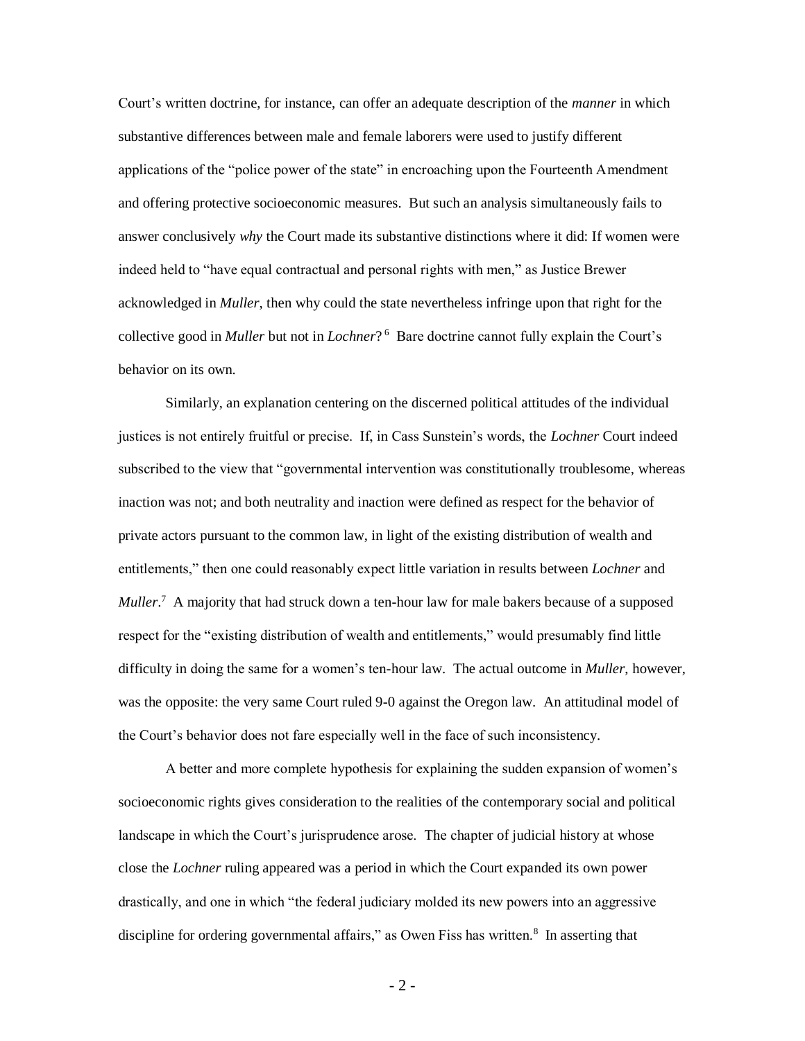Court's written doctrine, for instance, can offer an adequate description of the *manner* in which substantive differences between male and female laborers were used to justify different applications of the "police power of the state" in encroaching upon the Fourteenth Amendment and offering protective socioeconomic measures. But such an analysis simultaneously fails to answer conclusively *why* the Court made its substantive distinctions where it did: If women were indeed held to "have equal contractual and personal rights with men," as Justice Brewer acknowledged in *Muller*, then why could the state nevertheless infringe upon that right for the collective good in *Muller* but not in *Lochner*? [6] Bare doctrine cannot fully explain the Court's behavior on its own.

Similarly, an explanation centering on the discerned political attitudes of the individual justices is not entirely fruitful or precise. If, in Cass Sunstein's words, the *Lochner* Court indeed subscribed to the view that "governmental intervention was constitutionally troublesome, whereas inaction was not; and both neutrality and inaction were defined as respect for the behavior of private actors pursuant to the common law, in light of the existing distribution of wealth and entitlements," then one could reasonably expect little variation in results between *Lochner* and *Muller*.[7] A majority that had struck down a ten-hour law for male bakers because of a supposed respect for the "existing distribution of wealth and entitlements," would presumably find little difficulty in doing the same for a women's ten-hour law. The actual outcome in *Muller*, however, was the opposite: the very same Court ruled 9-0 against the Oregon law. An attitudinal model of the Court's behavior does not fare especially well in the face of such inconsistency.

A better and more complete hypothesis for explaining the sudden expansion of women's socioeconomic rights gives consideration to the realities of the contemporary social and political landscape in which the Court's jurisprudence arose. The chapter of judicial history at whose close the *Lochner* ruling appeared was a period in which the Court expanded its own power drastically, and one in which "the federal judiciary molded its new powers into an aggressive discipline for ordering governmental affairs," as Owen Fiss has written.[8] In asserting that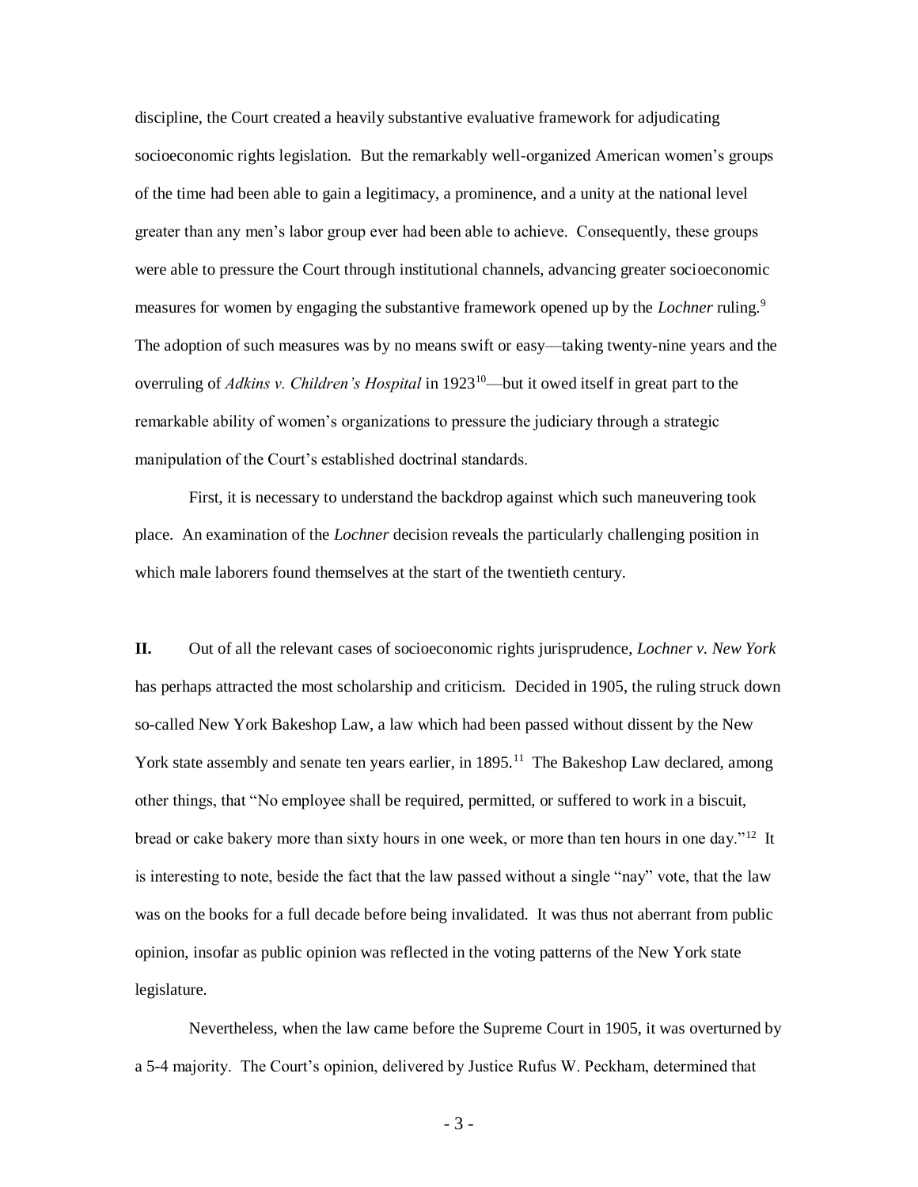discipline, the Court created a heavily substantive evaluative framework for adjudicating socioeconomic rights legislation. But the remarkably well-organized American women's groups of the time had been able to gain a legitimacy, a prominence, and a unity at the national level greater than any men's labor group ever had been able to achieve. Consequently, these groups were able to pressure the Court through institutional channels, advancing greater socioeconomic measures for women by engaging the substantive framework opened up by the *Lochner* ruling.[9] The adoption of such measures was by no means swift or easy—taking twenty-nine years and the overruling of *Adkins v. Children's Hospital* in 1923[10]—but it owed itself in great part to the remarkable ability of women's organizations to pressure the judiciary through a strategic manipulation of the Court's established doctrinal standards.

First, it is necessary to understand the backdrop against which such maneuvering took place. An examination of the *Lochner* decision reveals the particularly challenging position in which male laborers found themselves at the start of the twentieth century.

**II.** Out of all the relevant cases of socioeconomic rights jurisprudence, *Lochner v. New York* has perhaps attracted the most scholarship and criticism. Decided in 1905, the ruling struck down so-called New York Bakeshop Law, a law which had been passed without dissent by the New York state assembly and senate ten years earlier, in 1895.[11] The Bakeshop Law declared, among other things, that "No employee shall be required, permitted, or suffered to work in a biscuit, bread or cake bakery more than sixty hours in one week, or more than ten hours in one day."[12] It is interesting to note, beside the fact that the law passed without a single "nay" vote, that the law was on the books for a full decade before being invalidated. It was thus not aberrant from public opinion, insofar as public opinion was reflected in the voting patterns of the New York state legislature.

Nevertheless, when the law came before the Supreme Court in 1905, it was overturned by a 5-4 majority. The Court's opinion, delivered by Justice Rufus W. Peckham, determined that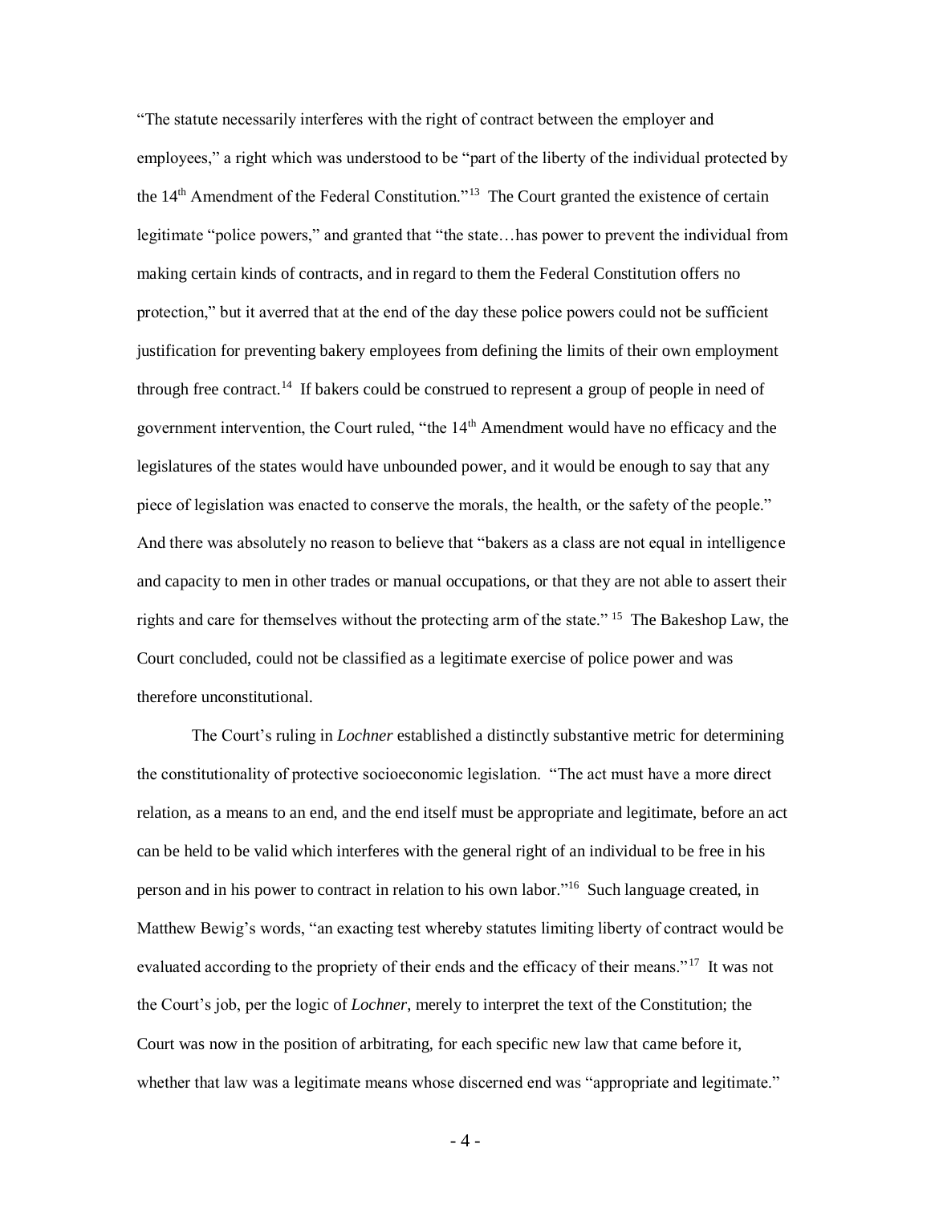"The statute necessarily interferes with the right of contract between the employer and employees," a right which was understood to be "part of the liberty of the individual protected by the 14th Amendment of the Federal Constitution."[13] The Court granted the existence of certain legitimate "police powers," and granted that "the state…has power to prevent the individual from making certain kinds of contracts, and in regard to them the Federal Constitution offers no protection," but it averred that at the end of the day these police powers could not be sufficient justification for preventing bakery employees from defining the limits of their own employment through free contract.[14] If bakers could be construed to represent a group of people in need of government intervention, the Court ruled, "the 14th Amendment would have no efficacy and the legislatures of the states would have unbounded power, and it would be enough to say that any piece of legislation was enacted to conserve the morals, the health, or the safety of the people." And there was absolutely no reason to believe that "bakers as a class are not equal in intelligence and capacity to men in other trades or manual occupations, or that they are not able to assert their rights and care for themselves without the protecting arm of the state."[15] The Bakeshop Law, the Court concluded, could not be classified as a legitimate exercise of police power and was therefore unconstitutional.

The Court's ruling in *Lochner* established a distinctly substantive metric for determining the constitutionality of protective socioeconomic legislation. "The act must have a more direct relation, as a means to an end, and the end itself must be appropriate and legitimate, before an act can be held to be valid which interferes with the general right of an individual to be free in his person and in his power to contract in relation to his own labor."[16] Such language created, in Matthew Bewig's words, "an exacting test whereby statutes limiting liberty of contract would be evaluated according to the propriety of their ends and the efficacy of their means."[17] It was not the Court's job, per the logic of *Lochner*, merely to interpret the text of the Constitution; the Court was now in the position of arbitrating, for each specific new law that came before it, whether that law was a legitimate means whose discerned end was "appropriate and legitimate."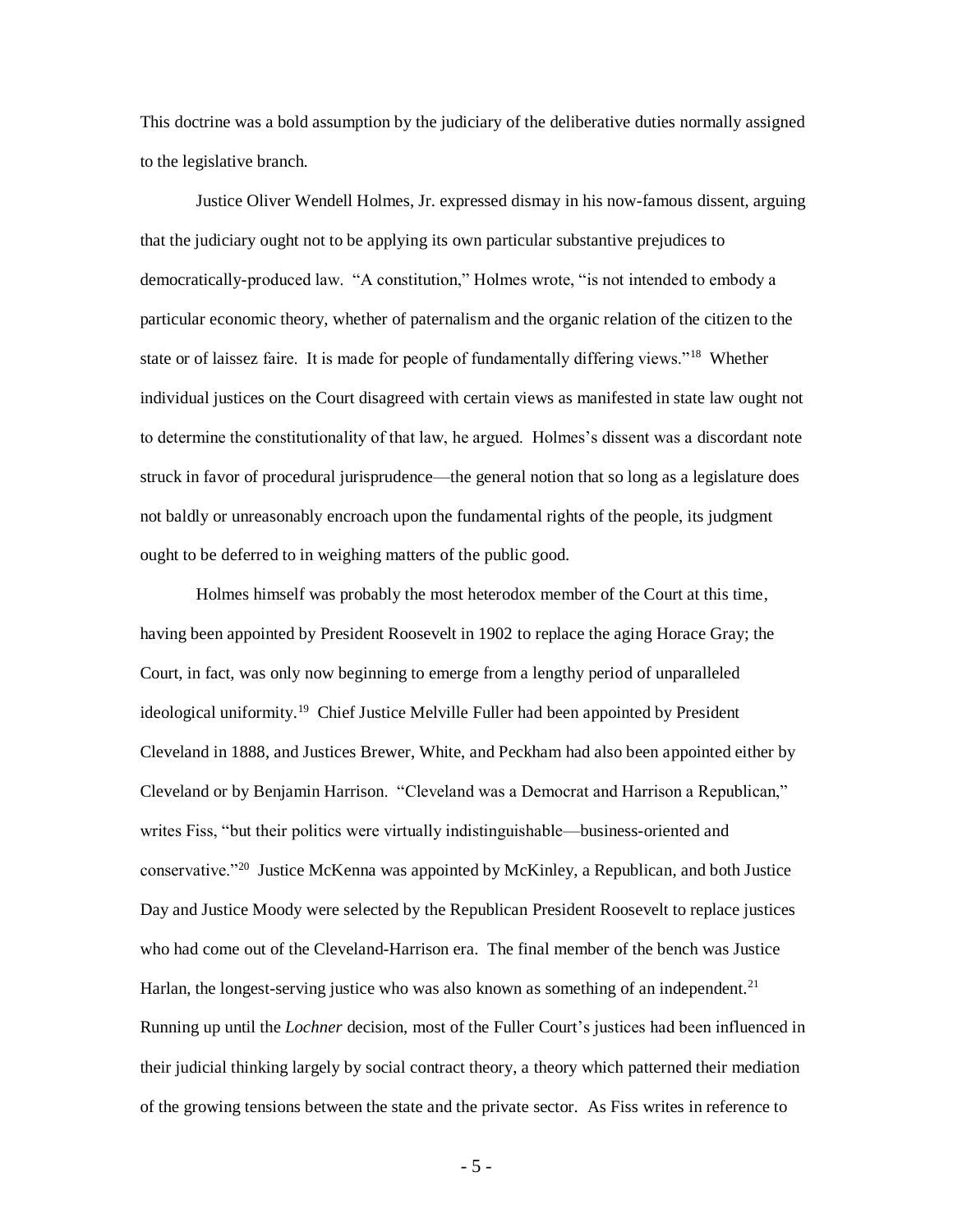This doctrine was a bold assumption by the judiciary of the deliberative duties normally assigned to the legislative branch.

Justice Oliver Wendell Holmes, Jr. expressed dismay in his now-famous dissent, arguing that the judiciary ought not to be applying its own particular substantive prejudices to democratically-produced law. "A constitution," Holmes wrote, "is not intended to embody a particular economic theory, whether of paternalism and the organic relation of the citizen to the state or of laissez faire. It is made for people of fundamentally differing views."[18] Whether individual justices on the Court disagreed with certain views as manifested in state law ought not to determine the constitutionality of that law, he argued. Holmes's dissent was a discordant note struck in favor of procedural jurisprudence—the general notion that so long as a legislature does not baldly or unreasonably encroach upon the fundamental rights of the people, its judgment ought to be deferred to in weighing matters of the public good.

Holmes himself was probably the most heterodox member of the Court at this time, having been appointed by President Roosevelt in 1902 to replace the aging Horace Gray; the Court, in fact, was only now beginning to emerge from a lengthy period of unparalleled ideological uniformity.[19] Chief Justice Melville Fuller had been appointed by President Cleveland in 1888, and Justices Brewer, White, and Peckham had also been appointed either by Cleveland or by Benjamin Harrison. "Cleveland was a Democrat and Harrison a Republican," writes Fiss, "but their politics were virtually indistinguishable—business-oriented and conservative."[20] Justice McKenna was appointed by McKinley, a Republican, and both Justice Day and Justice Moody were selected by the Republican President Roosevelt to replace justices who had come out of the Cleveland-Harrison era. The final member of the bench was Justice Harlan, the longest-serving justice who was also known as something of an independent.[21] Running up until the *Lochner* decision, most of the Fuller Court's justices had been influenced in their judicial thinking largely by social contract theory, a theory which patterned their mediation of the growing tensions between the state and the private sector. As Fiss writes in reference to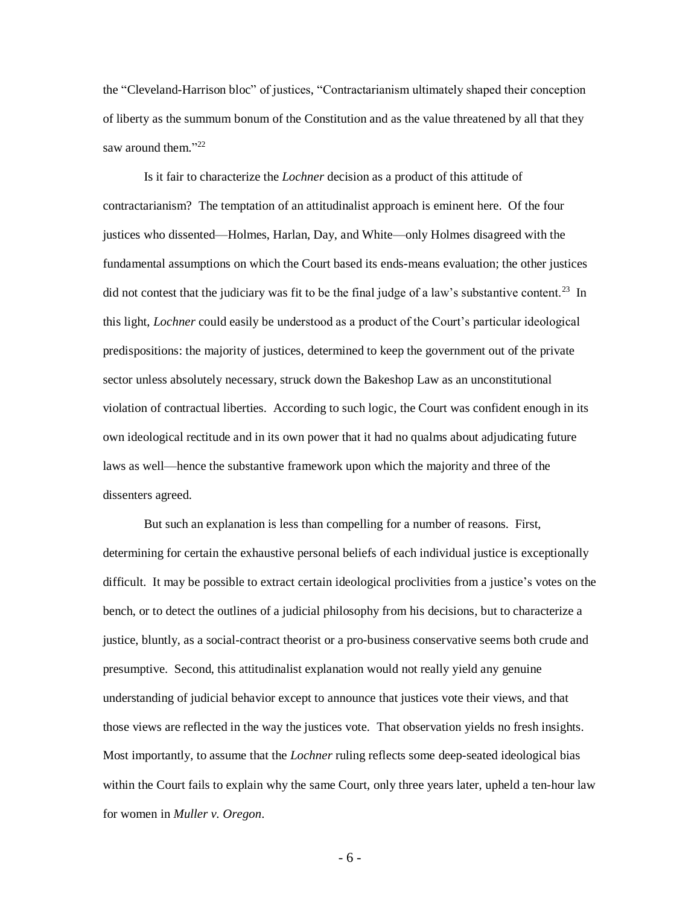the "Cleveland-Harrison bloc" of justices, "Contractarianism ultimately shaped their conception of liberty as the summum bonum of the Constitution and as the value threatened by all that they saw around them."[22]

Is it fair to characterize the *Lochner* decision as a product of this attitude of contractarianism? The temptation of an attitudinalist approach is eminent here. Of the four justices who dissented—Holmes, Harlan, Day, and White—only Holmes disagreed with the fundamental assumptions on which the Court based its ends-means evaluation; the other justices did not contest that the judiciary was fit to be the final judge of a law's substantive content.[23] In this light, *Lochner* could easily be understood as a product of the Court's particular ideological predispositions: the majority of justices, determined to keep the government out of the private sector unless absolutely necessary, struck down the Bakeshop Law as an unconstitutional violation of contractual liberties. According to such logic, the Court was confident enough in its own ideological rectitude and in its own power that it had no qualms about adjudicating future laws as well—hence the substantive framework upon which the majority and three of the dissenters agreed.

But such an explanation is less than compelling for a number of reasons. First, determining for certain the exhaustive personal beliefs of each individual justice is exceptionally difficult. It may be possible to extract certain ideological proclivities from a justice's votes on the bench, or to detect the outlines of a judicial philosophy from his decisions, but to characterize a justice, bluntly, as a social-contract theorist or a pro-business conservative seems both crude and presumptive. Second, this attitudinalist explanation would not really yield any genuine understanding of judicial behavior except to announce that justices vote their views, and that those views are reflected in the way the justices vote. That observation yields no fresh insights. Most importantly, to assume that the *Lochner* ruling reflects some deep-seated ideological bias within the Court fails to explain why the same Court, only three years later, upheld a ten-hour law for women in *Muller v. Oregon*.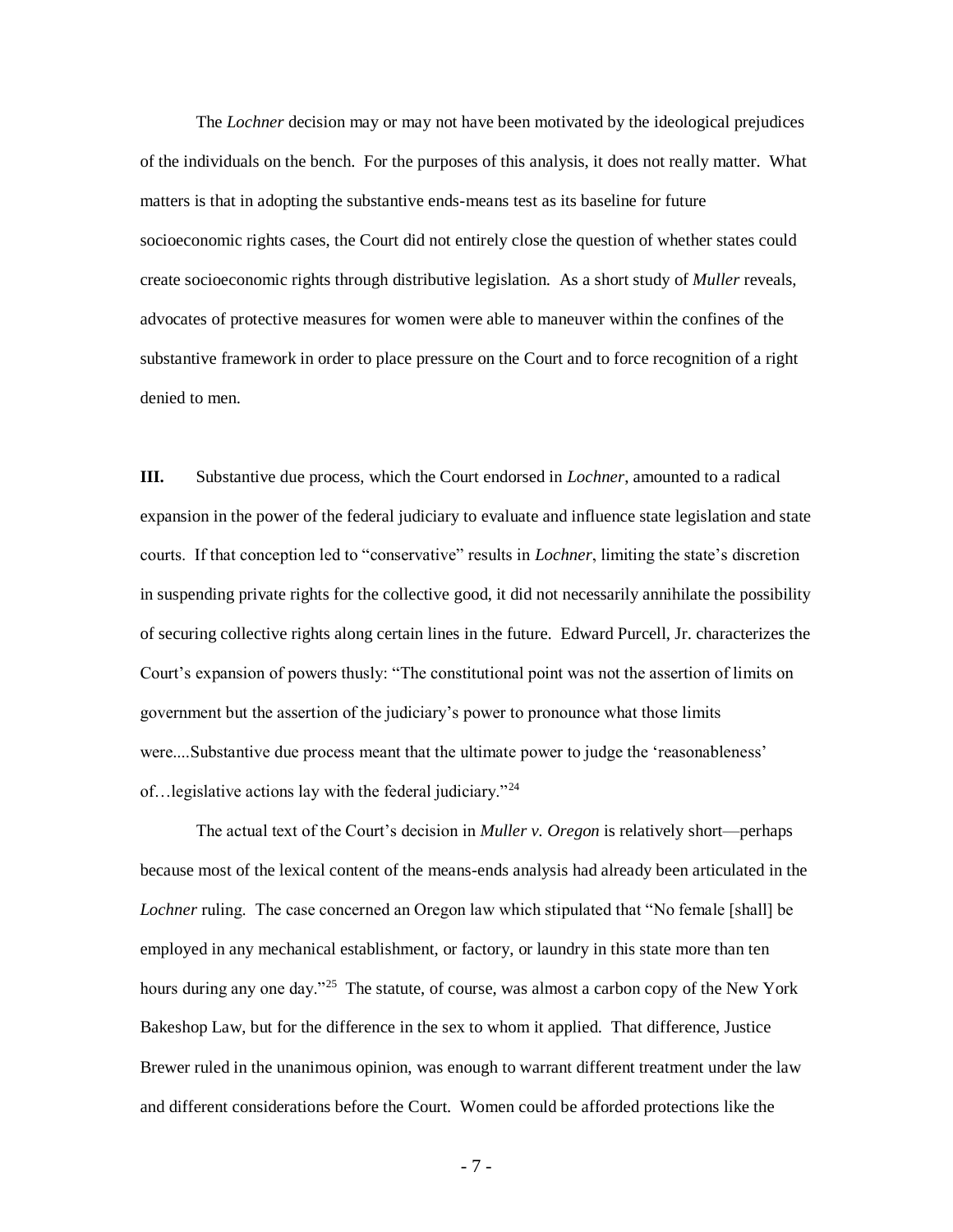The *Lochner* decision may or may not have been motivated by the ideological prejudices of the individuals on the bench. For the purposes of this analysis, it does not really matter. What matters is that in adopting the substantive ends-means test as its baseline for future socioeconomic rights cases, the Court did not entirely close the question of whether states could create socioeconomic rights through distributive legislation. As a short study of *Muller* reveals, advocates of protective measures for women were able to maneuver within the confines of the substantive framework in order to place pressure on the Court and to force recognition of a right denied to men.

**III.** Substantive due process, which the Court endorsed in *Lochner*, amounted to a radical expansion in the power of the federal judiciary to evaluate and influence state legislation and state courts. If that conception led to "conservative" results in *Lochner*, limiting the state's discretion in suspending private rights for the collective good, it did not necessarily annihilate the possibility of securing collective rights along certain lines in the future. Edward Purcell, Jr. characterizes the Court's expansion of powers thusly: "The constitutional point was not the assertion of limits on government but the assertion of the judiciary's power to pronounce what those limits were....Substantive due process meant that the ultimate power to judge the 'reasonableness' of…legislative actions lay with the federal judiciary."[24]

The actual text of the Court's decision in *Muller v. Oregon* is relatively short—perhaps because most of the lexical content of the means-ends analysis had already been articulated in the *Lochner* ruling. The case concerned an Oregon law which stipulated that "No female [shall] be employed in any mechanical establishment, or factory, or laundry in this state more than ten hours during any one day."[25] The statute, of course, was almost a carbon copy of the New York Bakeshop Law, but for the difference in the sex to whom it applied. That difference, Justice Brewer ruled in the unanimous opinion, was enough to warrant different treatment under the law and different considerations before the Court. Women could be afforded protections like the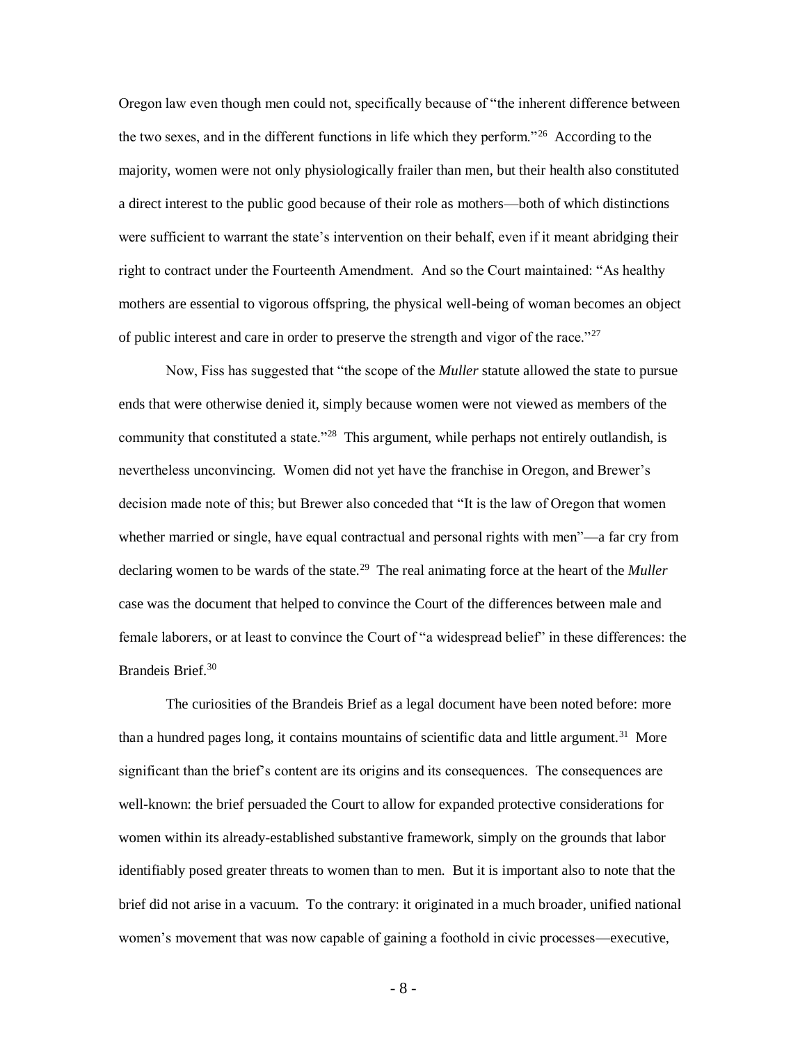Oregon law even though men could not, specifically because of "the inherent difference between the two sexes, and in the different functions in life which they perform."[26] According to the majority, women were not only physiologically frailer than men, but their health also constituted a direct interest to the public good because of their role as mothers—both of which distinctions were sufficient to warrant the state's intervention on their behalf, even if it meant abridging their right to contract under the Fourteenth Amendment. And so the Court maintained: "As healthy mothers are essential to vigorous offspring, the physical well-being of woman becomes an object of public interest and care in order to preserve the strength and vigor of the race."[27]

Now, Fiss has suggested that "the scope of the *Muller* statute allowed the state to pursue ends that were otherwise denied it, simply because women were not viewed as members of the community that constituted a state."[28] This argument, while perhaps not entirely outlandish, is nevertheless unconvincing. Women did not yet have the franchise in Oregon, and Brewer's decision made note of this; but Brewer also conceded that "It is the law of Oregon that women whether married or single, have equal contractual and personal rights with men"—a far cry from declaring women to be wards of the state.[29] The real animating force at the heart of the *Muller* case was the document that helped to convince the Court of the differences between male and female laborers, or at least to convince the Court of "a widespread belief" in these differences: the Brandeis Brief.[30]

The curiosities of the Brandeis Brief as a legal document have been noted before: more than a hundred pages long, it contains mountains of scientific data and little argument.[31] More significant than the brief's content are its origins and its consequences. The consequences are well-known: the brief persuaded the Court to allow for expanded protective considerations for women within its already-established substantive framework, simply on the grounds that labor identifiably posed greater threats to women than to men. But it is important also to note that the brief did not arise in a vacuum. To the contrary: it originated in a much broader, unified national women's movement that was now capable of gaining a foothold in civic processes—executive,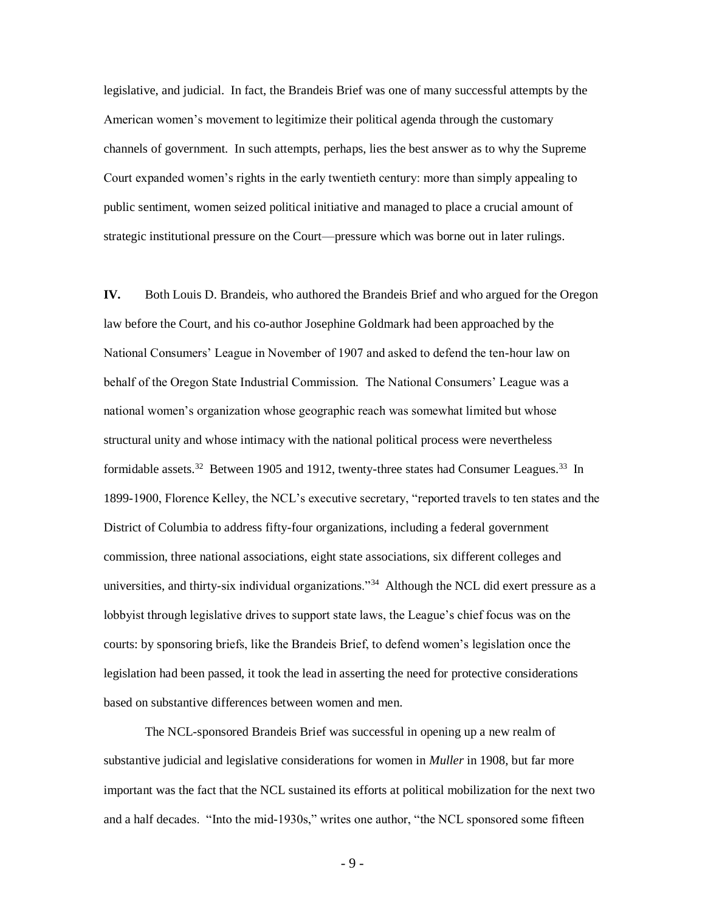legislative, and judicial. In fact, the Brandeis Brief was one of many successful attempts by the American women's movement to legitimize their political agenda through the customary channels of government. In such attempts, perhaps, lies the best answer as to why the Supreme Court expanded women's rights in the early twentieth century: more than simply appealing to public sentiment, women seized political initiative and managed to place a crucial amount of strategic institutional pressure on the Court—pressure which was borne out in later rulings.

**IV.** Both Louis D. Brandeis, who authored the Brandeis Brief and who argued for the Oregon law before the Court, and his co-author Josephine Goldmark had been approached by the National Consumers' League in November of 1907 and asked to defend the ten-hour law on behalf of the Oregon State Industrial Commission. The National Consumers' League was a national women's organization whose geographic reach was somewhat limited but whose structural unity and whose intimacy with the national political process were nevertheless formidable assets.[32] Between 1905 and 1912, twenty-three states had Consumer Leagues.[33] In 1899-1900, Florence Kelley, the NCL's executive secretary, "reported travels to ten states and the District of Columbia to address fifty-four organizations, including a federal government commission, three national associations, eight state associations, six different colleges and universities, and thirty-six individual organizations."[34] Although the NCL did exert pressure as a lobbyist through legislative drives to support state laws, the League's chief focus was on the courts: by sponsoring briefs, like the Brandeis Brief, to defend women's legislation once the legislation had been passed, it took the lead in asserting the need for protective considerations based on substantive differences between women and men.

The NCL-sponsored Brandeis Brief was successful in opening up a new realm of substantive judicial and legislative considerations for women in *Muller* in 1908, but far more important was the fact that the NCL sustained its efforts at political mobilization for the next two and a half decades. "Into the mid-1930s," writes one author, "the NCL sponsored some fifteen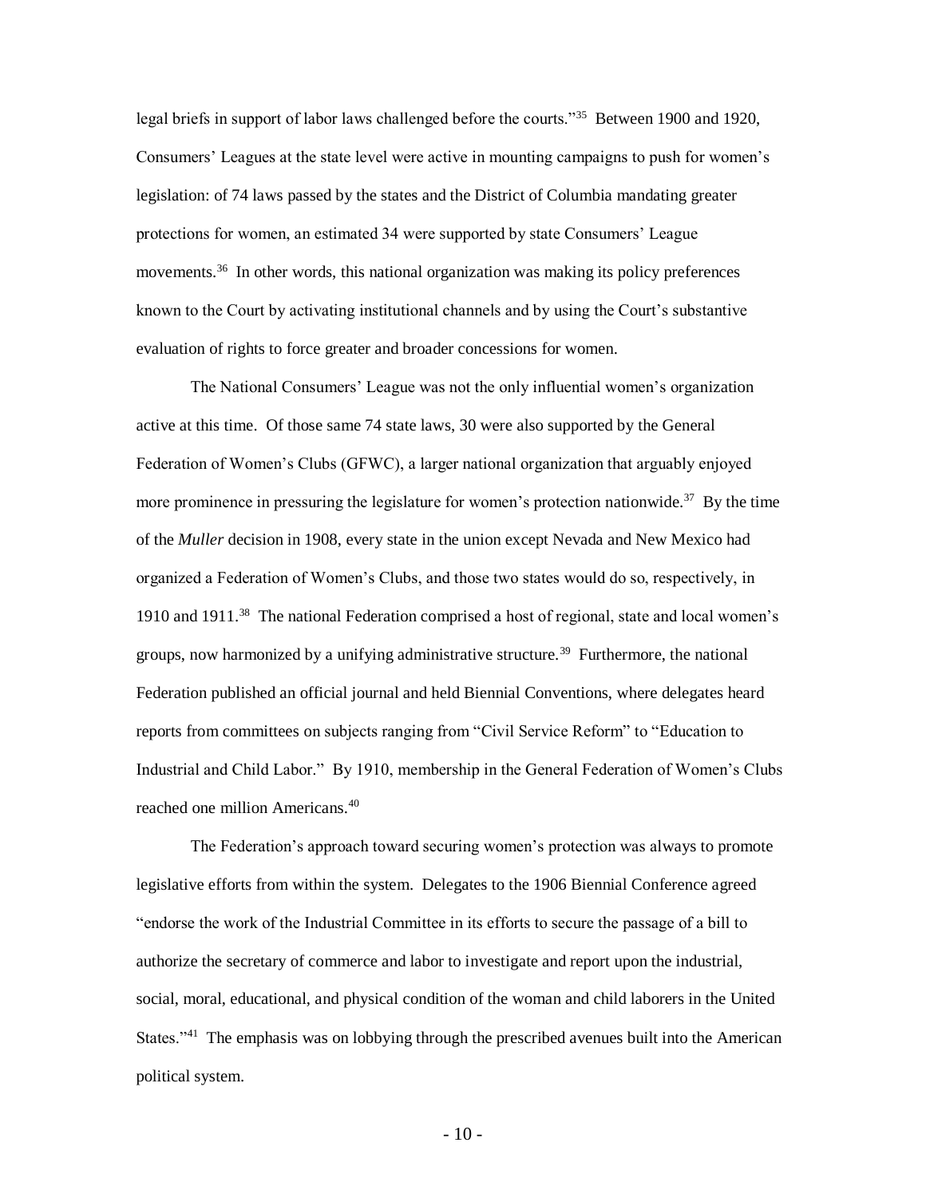legal briefs in support of labor laws challenged before the courts."[35] Between 1900 and 1920, Consumers' Leagues at the state level were active in mounting campaigns to push for women's legislation: of 74 laws passed by the states and the District of Columbia mandating greater protections for women, an estimated 34 were supported by state Consumers' League movements.[36] In other words, this national organization was making its policy preferences known to the Court by activating institutional channels and by using the Court's substantive evaluation of rights to force greater and broader concessions for women.

The National Consumers' League was not the only influential women's organization active at this time. Of those same 74 state laws, 30 were also supported by the General Federation of Women's Clubs (GFWC), a larger national organization that arguably enjoyed more prominence in pressuring the legislature for women's protection nationwide.[37] By the time of the *Muller* decision in 1908, every state in the union except Nevada and New Mexico had organized a Federation of Women's Clubs, and those two states would do so, respectively, in 1910 and 1911.[38] The national Federation comprised a host of regional, state and local women's groups, now harmonized by a unifying administrative structure.[39] Furthermore, the national Federation published an official journal and held Biennial Conventions, where delegates heard reports from committees on subjects ranging from "Civil Service Reform" to "Education to Industrial and Child Labor." By 1910, membership in the General Federation of Women's Clubs reached one million Americans.[40]

The Federation's approach toward securing women's protection was always to promote legislative efforts from within the system. Delegates to the 1906 Biennial Conference agreed "endorse the work of the Industrial Committee in its efforts to secure the passage of a bill to authorize the secretary of commerce and labor to investigate and report upon the industrial, social, moral, educational, and physical condition of the woman and child laborers in the United States."[41] The emphasis was on lobbying through the prescribed avenues built into the American political system.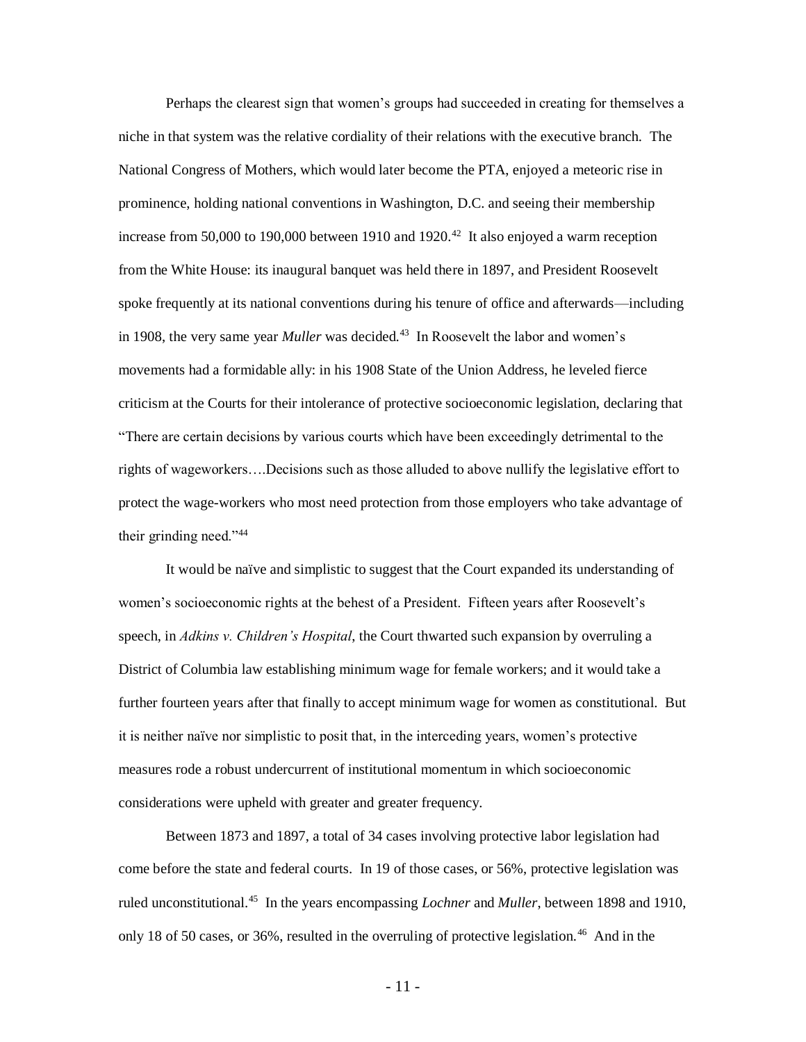Perhaps the clearest sign that women's groups had succeeded in creating for themselves a niche in that system was the relative cordiality of their relations with the executive branch. The National Congress of Mothers, which would later become the PTA, enjoyed a meteoric rise in prominence, holding national conventions in Washington, D.C. and seeing their membership increase from 50,000 to 190,000 between 1910 and 1920.[42] It also enjoyed a warm reception from the White House: its inaugural banquet was held there in 1897, and President Roosevelt spoke frequently at its national conventions during his tenure of office and afterwards—including in 1908, the very same year *Muller* was decided.[43] In Roosevelt the labor and women's movements had a formidable ally: in his 1908 State of the Union Address, he leveled fierce criticism at the Courts for their intolerance of protective socioeconomic legislation, declaring that "There are certain decisions by various courts which have been exceedingly detrimental to the rights of wageworkers….Decisions such as those alluded to above nullify the legislative effort to protect the wage-workers who most need protection from those employers who take advantage of their grinding need."[44]

It would be naïve and simplistic to suggest that the Court expanded its understanding of women's socioeconomic rights at the behest of a President. Fifteen years after Roosevelt's speech, in *Adkins v. Children's Hospital*, the Court thwarted such expansion by overruling a District of Columbia law establishing minimum wage for female workers; and it would take a further fourteen years after that finally to accept minimum wage for women as constitutional. But it is neither naïve nor simplistic to posit that, in the interceding years, women's protective measures rode a robust undercurrent of institutional momentum in which socioeconomic considerations were upheld with greater and greater frequency.

Between 1873 and 1897, a total of 34 cases involving protective labor legislation had come before the state and federal courts. In 19 of those cases, or 56%, protective legislation was ruled unconstitutional.[45] In the years encompassing *Lochner* and *Muller*, between 1898 and 1910, only 18 of 50 cases, or 36%, resulted in the overruling of protective legislation.[46] And in the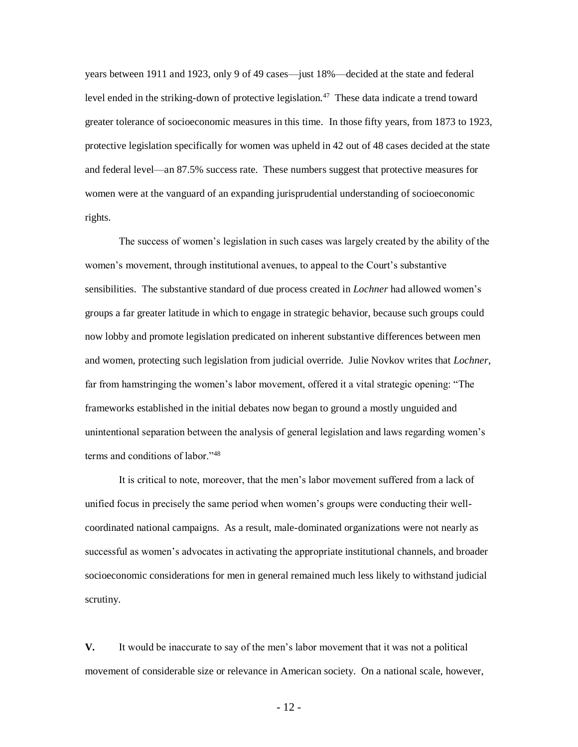years between 1911 and 1923, only 9 of 49 cases—just 18%—decided at the state and federal level ended in the striking-down of protective legislation.[47] These data indicate a trend toward greater tolerance of socioeconomic measures in this time. In those fifty years, from 1873 to 1923, protective legislation specifically for women was upheld in 42 out of 48 cases decided at the state and federal level—an 87.5% success rate. These numbers suggest that protective measures for women were at the vanguard of an expanding jurisprudential understanding of socioeconomic rights.

The success of women's legislation in such cases was largely created by the ability of the women's movement, through institutional avenues, to appeal to the Court's substantive sensibilities. The substantive standard of due process created in *Lochner* had allowed women's groups a far greater latitude in which to engage in strategic behavior, because such groups could now lobby and promote legislation predicated on inherent substantive differences between men and women, protecting such legislation from judicial override. Julie Novkov writes that *Lochner*, far from hamstringing the women's labor movement, offered it a vital strategic opening: "The frameworks established in the initial debates now began to ground a mostly unguided and unintentional separation between the analysis of general legislation and laws regarding women's terms and conditions of labor."[48]

It is critical to note, moreover, that the men's labor movement suffered from a lack of unified focus in precisely the same period when women's groups were conducting their well-coordinated national campaigns. As a result, male-dominated organizations were not nearly as successful as women's advocates in activating the appropriate institutional channels, and broader socioeconomic considerations for men in general remained much less likely to withstand judicial scrutiny.

**V.** It would be inaccurate to say of the men's labor movement that it was not a political movement of considerable size or relevance in American society. On a national scale, however,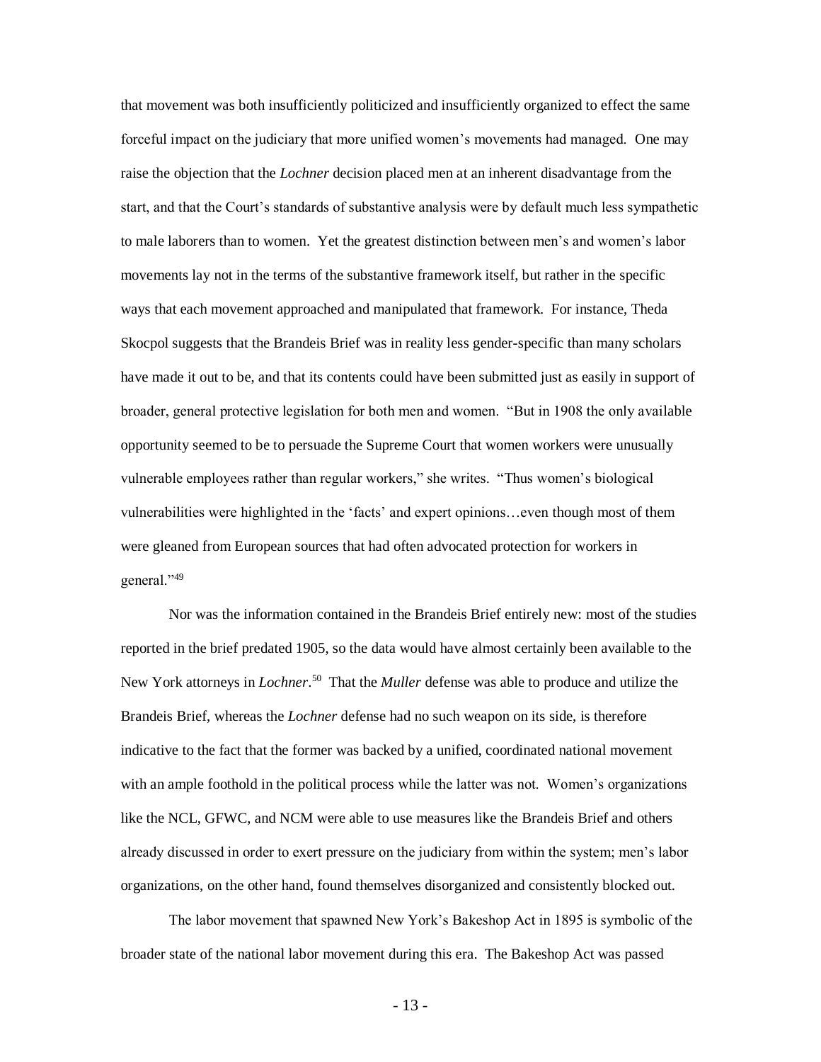that movement was both insufficiently politicized and insufficiently organized to effect the same forceful impact on the judiciary that more unified women's movements had managed. One may raise the objection that the *Lochner* decision placed men at an inherent disadvantage from the start, and that the Court's standards of substantive analysis were by default much less sympathetic to male laborers than to women. Yet the greatest distinction between men's and women's labor movements lay not in the terms of the substantive framework itself, but rather in the specific ways that each movement approached and manipulated that framework. For instance, Theda Skocpol suggests that the Brandeis Brief was in reality less gender-specific than many scholars have made it out to be, and that its contents could have been submitted just as easily in support of broader, general protective legislation for both men and women. "But in 1908 the only available opportunity seemed to be to persuade the Supreme Court that women workers were unusually vulnerable employees rather than regular workers," she writes. "Thus women's biological vulnerabilities were highlighted in the 'facts' and expert opinions…even though most of them were gleaned from European sources that had often advocated protection for workers in general."[49]

Nor was the information contained in the Brandeis Brief entirely new: most of the studies reported in the brief predated 1905, so the data would have almost certainly been available to the New York attorneys in *Lochner*.[50] That the *Muller* defense was able to produce and utilize the Brandeis Brief, whereas the *Lochner* defense had no such weapon on its side, is therefore indicative to the fact that the former was backed by a unified, coordinated national movement with an ample foothold in the political process while the latter was not. Women's organizations like the NCL, GFWC, and NCM were able to use measures like the Brandeis Brief and others already discussed in order to exert pressure on the judiciary from within the system; men's labor organizations, on the other hand, found themselves disorganized and consistently blocked out.

The labor movement that spawned New York's Bakeshop Act in 1895 is symbolic of the broader state of the national labor movement during this era. The Bakeshop Act was passed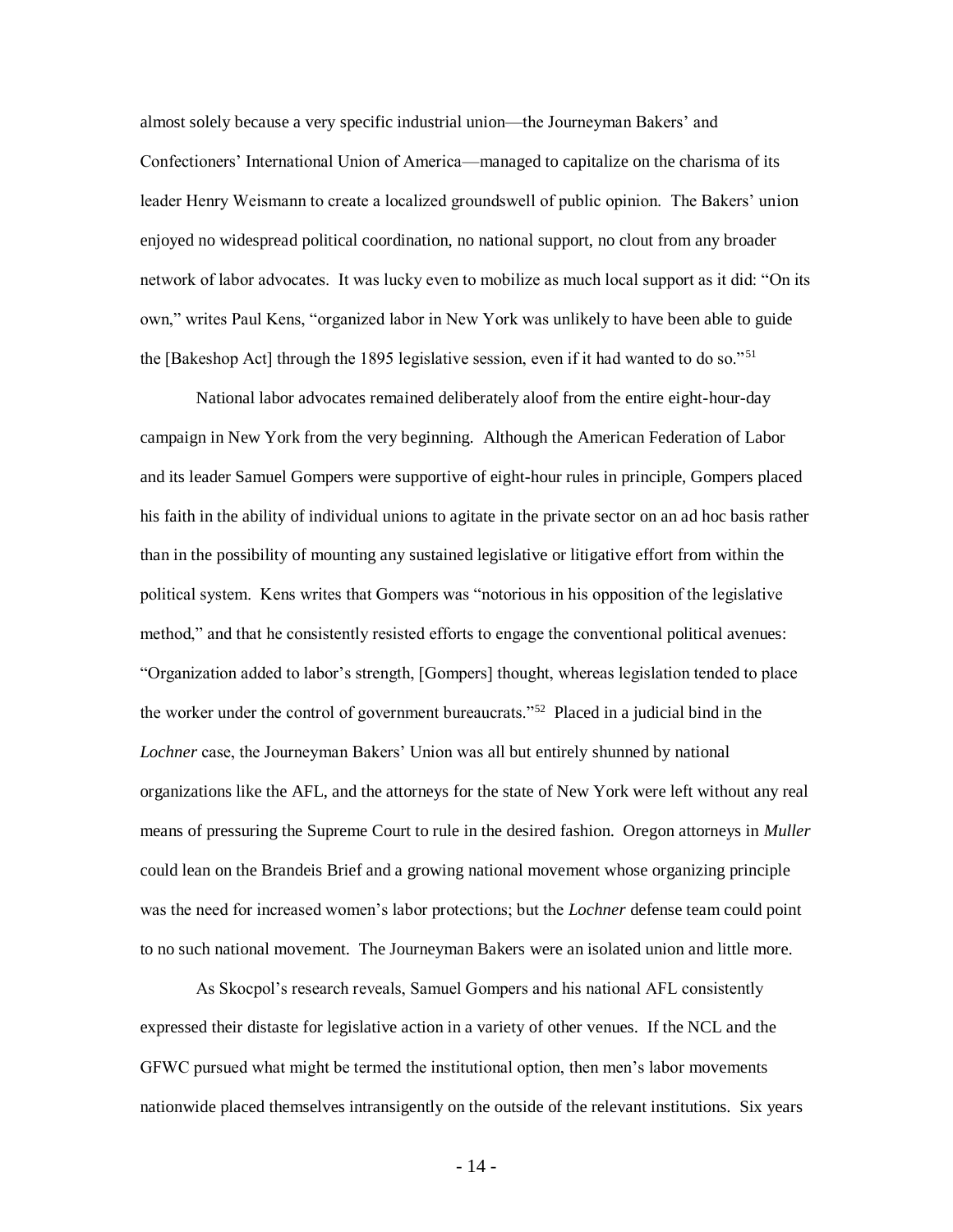almost solely because a very specific industrial union—the Journeyman Bakers' and Confectioners' International Union of America—managed to capitalize on the charisma of its leader Henry Weismann to create a localized groundswell of public opinion. The Bakers' union enjoyed no widespread political coordination, no national support, no clout from any broader network of labor advocates. It was lucky even to mobilize as much local support as it did: "On its own," writes Paul Kens, "organized labor in New York was unlikely to have been able to guide the [Bakeshop Act] through the 1895 legislative session, even if it had wanted to do so."[51]

National labor advocates remained deliberately aloof from the entire eight-hour-day campaign in New York from the very beginning. Although the American Federation of Labor and its leader Samuel Gompers were supportive of eight-hour rules in principle, Gompers placed his faith in the ability of individual unions to agitate in the private sector on an ad hoc basis rather than in the possibility of mounting any sustained legislative or litigative effort from within the political system. Kens writes that Gompers was "notorious in his opposition of the legislative method," and that he consistently resisted efforts to engage the conventional political avenues: "Organization added to labor's strength, [Gompers] thought, whereas legislation tended to place the worker under the control of government bureaucrats."[52] Placed in a judicial bind in the *Lochner* case, the Journeyman Bakers' Union was all but entirely shunned by national organizations like the AFL, and the attorneys for the state of New York were left without any real means of pressuring the Supreme Court to rule in the desired fashion. Oregon attorneys in *Muller* could lean on the Brandeis Brief and a growing national movement whose organizing principle was the need for increased women's labor protections; but the *Lochner* defense team could point to no such national movement. The Journeyman Bakers were an isolated union and little more.

As Skocpol's research reveals, Samuel Gompers and his national AFL consistently expressed their distaste for legislative action in a variety of other venues. If the NCL and the GFWC pursued what might be termed the institutional option, then men's labor movements nationwide placed themselves intransigently on the outside of the relevant institutions. Six years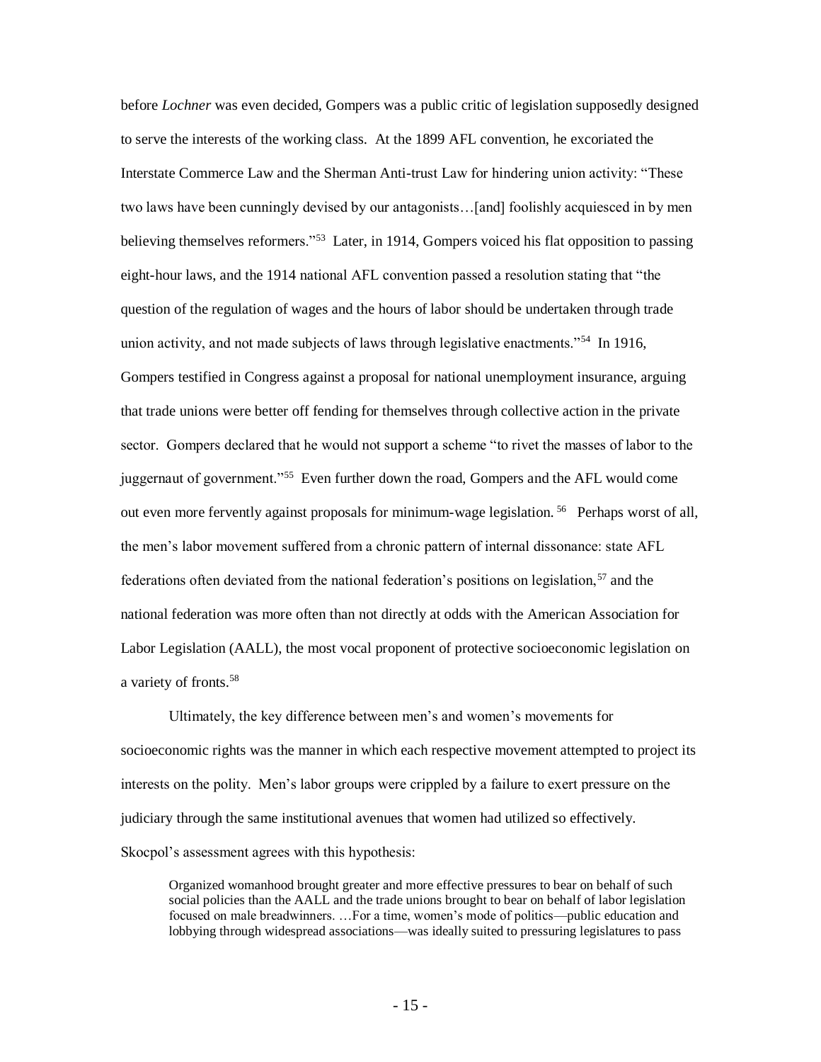before *Lochner* was even decided, Gompers was a public critic of legislation supposedly designed to serve the interests of the working class. At the 1899 AFL convention, he excoriated the Interstate Commerce Law and the Sherman Anti-trust Law for hindering union activity: "These two laws have been cunningly devised by our antagonists…[and] foolishly acquiesced in by men believing themselves reformers."[53] Later, in 1914, Gompers voiced his flat opposition to passing eight-hour laws, and the 1914 national AFL convention passed a resolution stating that "the question of the regulation of wages and the hours of labor should be undertaken through trade union activity, and not made subjects of laws through legislative enactments."[54] In 1916, Gompers testified in Congress against a proposal for national unemployment insurance, arguing that trade unions were better off fending for themselves through collective action in the private sector. Gompers declared that he would not support a scheme "to rivet the masses of labor to the juggernaut of government."[55] Even further down the road, Gompers and the AFL would come out even more fervently against proposals for minimum-wage legislation.[56] Perhaps worst of all, the men's labor movement suffered from a chronic pattern of internal dissonance: state AFL federations often deviated from the national federation's positions on legislation,[57] and the national federation was more often than not directly at odds with the American Association for Labor Legislation (AALL), the most vocal proponent of protective socioeconomic legislation on a variety of fronts.[58]

Ultimately, the key difference between men's and women's movements for socioeconomic rights was the manner in which each respective movement attempted to project its interests on the polity. Men's labor groups were crippled by a failure to exert pressure on the judiciary through the same institutional avenues that women had utilized so effectively. Skocpol's assessment agrees with this hypothesis:

> Organized womanhood brought greater and more effective pressures to bear on behalf of such social policies than the AALL and the trade unions brought to bear on behalf of labor legislation focused on male breadwinners. …For a time, women's mode of politics—public education and lobbying through widespread associations—was ideally suited to pressuring legislatures to pass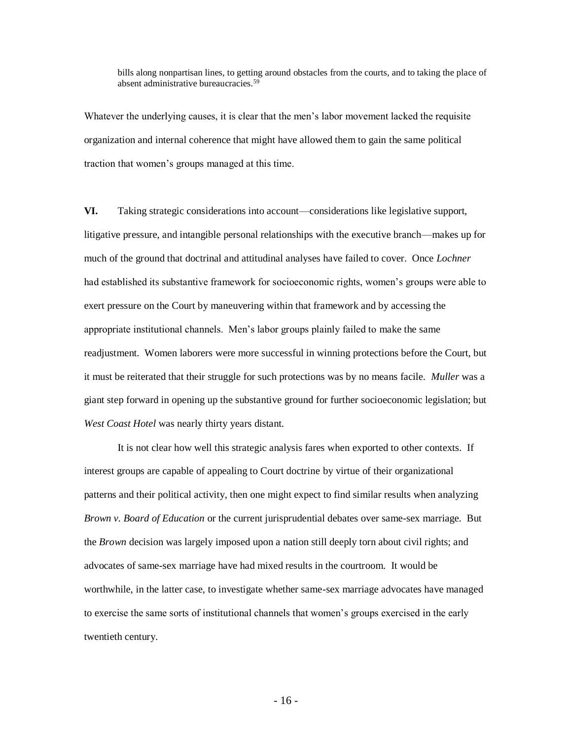> bills along nonpartisan lines, to getting around obstacles from the courts, and to taking the place of absent administrative bureaucracies.[59]

Whatever the underlying causes, it is clear that the men's labor movement lacked the requisite organization and internal coherence that might have allowed them to gain the same political traction that women's groups managed at this time.

**VI.** Taking strategic considerations into account—considerations like legislative support, litigative pressure, and intangible personal relationships with the executive branch—makes up for much of the ground that doctrinal and attitudinal analyses have failed to cover. Once *Lochner* had established its substantive framework for socioeconomic rights, women's groups were able to exert pressure on the Court by maneuvering within that framework and by accessing the appropriate institutional channels. Men's labor groups plainly failed to make the same readjustment. Women laborers were more successful in winning protections before the Court, but it must be reiterated that their struggle for such protections was by no means facile. *Muller* was a giant step forward in opening up the substantive ground for further socioeconomic legislation; but *West Coast Hotel* was nearly thirty years distant.

It is not clear how well this strategic analysis fares when exported to other contexts. If interest groups are capable of appealing to Court doctrine by virtue of their organizational patterns and their political activity, then one might expect to find similar results when analyzing *Brown v. Board of Education* or the current jurisprudential debates over same-sex marriage. But the *Brown* decision was largely imposed upon a nation still deeply torn about civil rights; and advocates of same-sex marriage have had mixed results in the courtroom. It would be worthwhile, in the latter case, to investigate whether same-sex marriage advocates have managed to exercise the same sorts of institutional channels that women's groups exercised in the early twentieth century.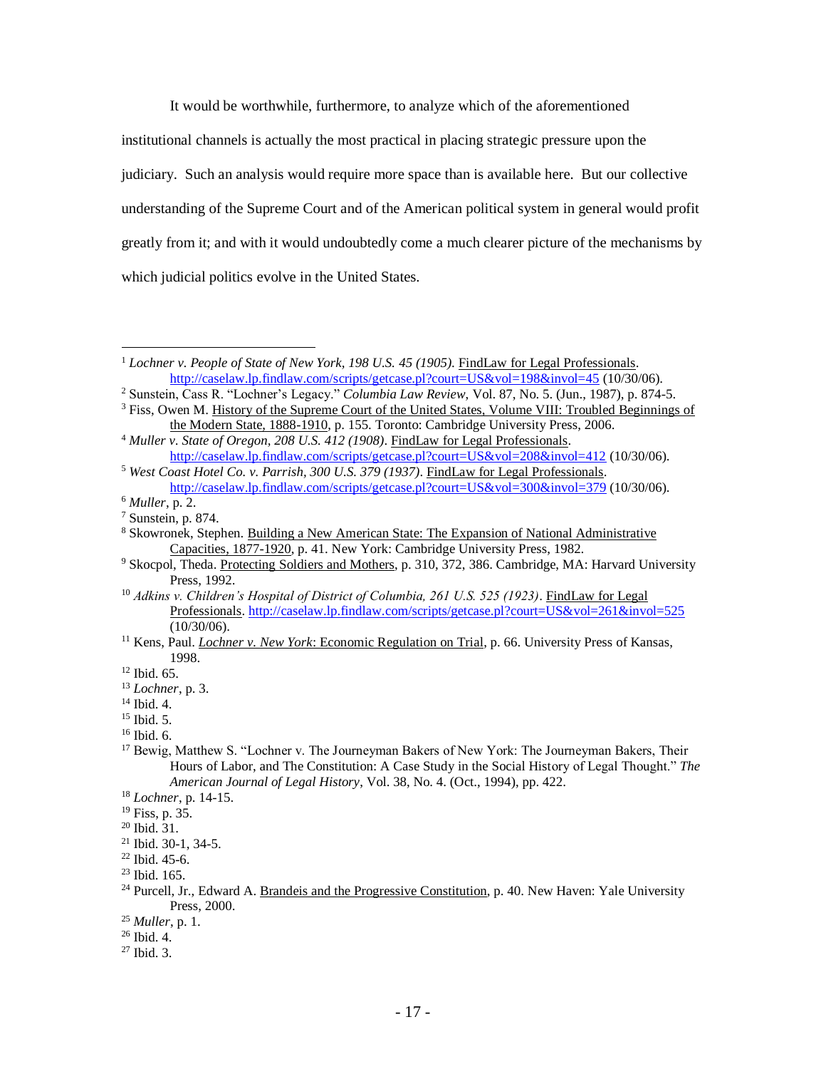It would be worthwhile, furthermore, to analyze which of the aforementioned institutional channels is actually the most practical in placing strategic pressure upon the judiciary. Such an analysis would require more space than is available here. But our collective understanding of the Supreme Court and of the American political system in general would profit greatly from it; and with it would undoubtedly come a much clearer picture of the mechanisms by which judicial politics evolve in the United States.

---

[1] *Lochner v. People of State of New York, 198 U.S. 45 (1905)*. FindLaw for Legal Professionals. http://caselaw.lp.findlaw.com/scripts/getcase.pl?court=US&vol=198&invol=45 (10/30/06).

[2] Sunstein, Cass R. "Lochner's Legacy." *Columbia Law Review*, Vol. 87, No. 5. (Jun., 1987), p. 874-5.

[3] Fiss, Owen M. History of the Supreme Court of the United States, Volume VIII: Troubled Beginnings of the Modern State, 1888-1910, p. 155. Toronto: Cambridge University Press, 2006.

[4] *Muller v. State of Oregon, 208 U.S. 412 (1908)*. FindLaw for Legal Professionals. http://caselaw.lp.findlaw.com/scripts/getcase.pl?court=US&vol=208&invol=412 (10/30/06).

[5] *West Coast Hotel Co. v. Parrish, 300 U.S. 379 (1937)*. FindLaw for Legal Professionals. http://caselaw.lp.findlaw.com/scripts/getcase.pl?court=US&vol=300&invol=379 (10/30/06).

[6] *Muller*, p. 2.

[7] Sunstein, p. 874.

[8] Skowronek, Stephen. Building a New American State: The Expansion of National Administrative Capacities, 1877-1920, p. 41. New York: Cambridge University Press, 1982.

[9] Skocpol, Theda. Protecting Soldiers and Mothers, p. 310, 372, 386. Cambridge, MA: Harvard University Press, 1992.

[10] *Adkins v. Children's Hospital of District of Columbia, 261 U.S. 525 (1923)*. FindLaw for Legal Professionals. http://caselaw.lp.findlaw.com/scripts/getcase.pl?court=US&vol=261&invol=525 (10/30/06).

[11] Kens, Paul. *Lochner v. New York*: Economic Regulation on Trial, p. 66. University Press of Kansas, 1998.

[12] Ibid. 65.

[13] *Lochner*, p. 3.

[14] Ibid. 4.

[15] Ibid. 5.

[16] Ibid. 6.

[17] Bewig, Matthew S. "Lochner v. The Journeyman Bakers of New York: The Journeyman Bakers, Their Hours of Labor, and The Constitution: A Case Study in the Social History of Legal Thought." *The American Journal of Legal History*, Vol. 38, No. 4. (Oct., 1994), pp. 422.

[18] *Lochner*, p. 14-15.

[19] Fiss, p. 35.

[20] Ibid. 31.

[21] Ibid. 30-1, 34-5.

[22] Ibid. 45-6.

[23] Ibid. 165.

[24] Purcell, Jr., Edward A. Brandeis and the Progressive Constitution, p. 40. New Haven: Yale University Press, 2000.

[25] *Muller*, p. 1.

[26] Ibid. 4.

[27] Ibid. 3.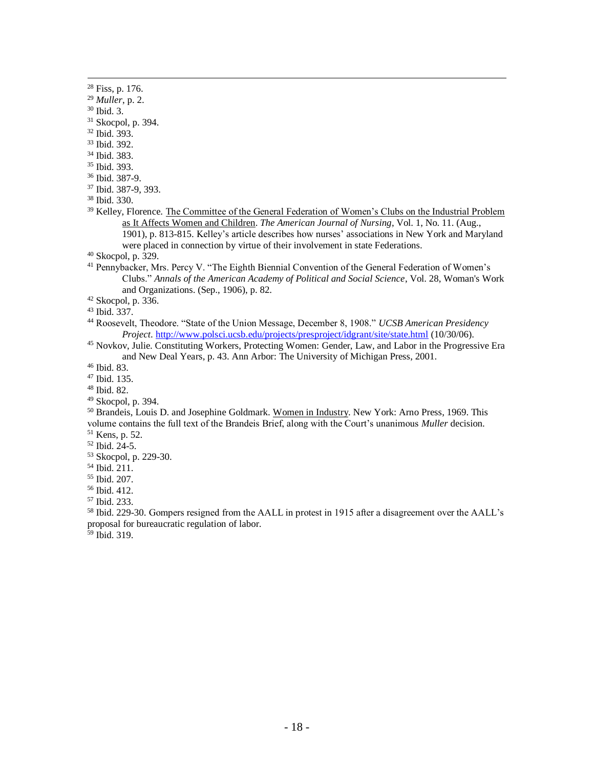[28] Fiss, p. 176.

[29] *Muller*, p. 2.

[30] Ibid. 3.

[31] Skocpol, p. 394.

[32] Ibid. 393.

[33] Ibid. 392.

[34] Ibid. 383.

[35] Ibid. 393.

[36] Ibid. 387-9.

[37] Ibid. 387-9, 393.

[38] Ibid. 330.

[39] Kelley, Florence. The Committee of the General Federation of Women's Clubs on the Industrial Problem as It Affects Women and Children. *The American Journal of Nursing*, Vol. 1, No. 11. (Aug., 1901), p. 813-815. Kelley's article describes how nurses' associations in New York and Maryland were placed in connection by virtue of their involvement in state Federations.

[40] Skocpol, p. 329.

[41] Pennybacker, Mrs. Percy V. "The Eighth Biennial Convention of the General Federation of Women's Clubs." *Annals of the American Academy of Political and Social Science*, Vol. 28, Woman's Work and Organizations. (Sep., 1906), p. 82.

[42] Skocpol, p. 336.

[43] Ibid. 337.

[44] Roosevelt, Theodore. "State of the Union Message, December 8, 1908." *UCSB American Presidency Project*. http://www.polsci.ucsb.edu/projects/presproject/idgrant/site/state.html (10/30/06).

[45] Novkov, Julie. Constituting Workers, Protecting Women: Gender, Law, and Labor in the Progressive Era and New Deal Years, p. 43. Ann Arbor: The University of Michigan Press, 2001.

[46] Ibid. 83.

[47] Ibid. 135.

[48] Ibid. 82.

[49] Skocpol, p. 394.

[50] Brandeis, Louis D. and Josephine Goldmark. Women in Industry. New York: Arno Press, 1969. This volume contains the full text of the Brandeis Brief, along with the Court's unanimous *Muller* decision.

[51] Kens, p. 52.

[52] Ibid. 24-5.

[53] Skocpol, p. 229-30.

[54] Ibid. 211.

[55] Ibid. 207.

[56] Ibid. 412.

[57] Ibid. 233.

[58] Ibid. 229-30. Gompers resigned from the AALL in protest in 1915 after a disagreement over the AALL's proposal for bureaucratic regulation of labor.

[59] Ibid. 319.